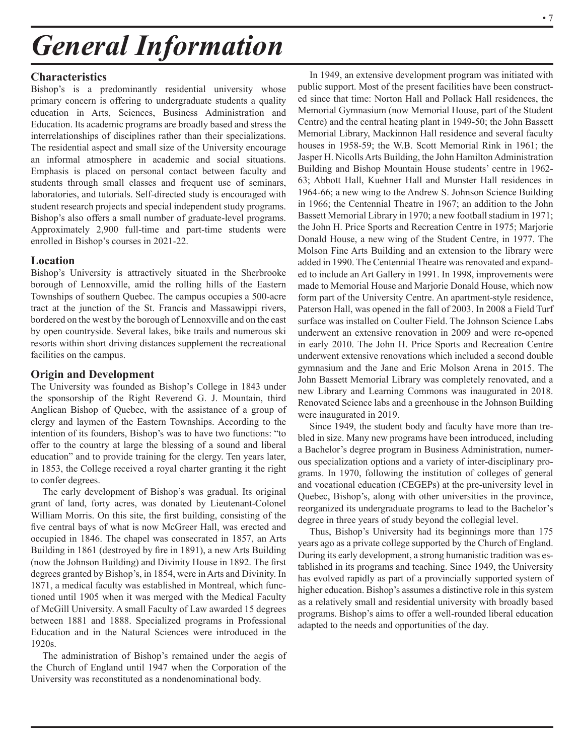# General Information

## Characteristics

Bishop's is a predominantly residential university whose primary concern is offering to undergraduate students a quality education in Arts, Sciences, Business Administration and Education. Its academic programs are broadly based and stress the interrelationships of disciplines rather than their specializations. The residential aspect and small size of the University encourage an informal atmosphere in academic and social situations. Emphasis is placed on personal contact between faculty and students through small classes and frequent use of seminars, laboratories, and tutorials. Self-directed study is encouraged with student research projects and special independent study programs. Bishop's also offers a small number of graduate-level programs. Approximately 2,900 full-time and part-time students were enrolled in Bishop's courses in 2021-22.

## Location

Bishop's University is attractively situated in the Sherbrooke borough of Lennoxville, amid the rolling hills of the Eastern Townships of southern Quebec. The campus occupies a 500-acre tract at the junction of the St. Francis and Massawippi rivers, bordered on the west by the borough of Lennoxville and on the east by open countryside. Several lakes, bike trails and numerous ski resorts within short driving distances supplement the recreational facilities on the campus.

## Origin and Development

The University was founded as Bishop's College in 1843 under the sponsorship of the Right Reverend G. J. Mountain, third Anglican Bishop of Quebec, with the assistance of a group of clergy and laymen of the Eastern Townships. According to the intention of its founders, Bishop's was to have two functions: "to offer to the country at large the blessing of a sound and liberal education" and to provide training for the clergy. Ten years later, in 1853, the College received a royal charter granting it the right to confer degrees.

The early development of Bishop's was gradual. Its original grant of land, forty acres, was donated by Lieutenant-Colonel William Morris. On this site, the first building, consisting of the five central bays of what is now McGreer Hall, was erected and occupied in 1846. The chapel was consecrated in 1857, an Arts Building in 1861 (destroyed by fire in 1891), a new Arts Building (now the Johnson Building) and Divinity House in 1892. The first degrees granted by Bishop's, in 1854, were in Arts and Divinity. In 1871, a medical faculty was established in Montreal, which functioned until 1905 when it was merged with the Medical Faculty of McGill University. A small Faculty of Law awarded 15 degrees between 1881 and 1888. Specialized programs in Professional Education and in the Natural Sciences were introduced in the 1920s.

The administration of Bishop's remained under the aegis of the Church of England until 1947 when the Corporation of the University was reconstituted as a nondenominational body.

In 1949, an extensive development program was initiated with public support. Most of the present facilities have been constructed since that time: Norton Hall and Pollack Hall residences, the Memorial Gymnasium (now Memorial House, part of the Student Centre) and the central heating plant in 1949-50; the John Bassett Memorial Library, Mackinnon Hall residence and several faculty houses in 1958-59; the W.B. Scott Memorial Rink in 1961; the Jasper H. Nicolls Arts Building, the John Hamilton Administration Building and Bishop Mountain House students' centre in 1962-63; Abbott Hall, Kuehner Hall and Munster Hall residences in 1964-66; a new wing to the Andrew S. Johnson Science Building in 1966; the Centennial Theatre in 1967; an addition to the John Bassett Memorial Library in 1970; a new football stadium in 1971; the John H. Price Sports and Recreation Centre in 1975; Marjorie Donald House, a new wing of the Student Centre, in 1977. The Molson Fine Arts Building and an extension to the library were added in 1990. The Centennial Theatre was renovated and expanded to include an Art Gallery in 1991. In 1998, improvements were made to Memorial House and Marjorie Donald House, which now form part of the University Centre. An apartment-style residence, Paterson Hall, was opened in the fall of 2003. In 2008 a Field Turf surface was installed on Coulter Field. The Johnson Science Labs underwent an extensive renovation in 2009 and were re-opened in early 2010. The John H. Price Sports and Recreation Centre underwent extensive renovations which included a second double gymnasium and the Jane and Eric Molson Arena in 2015. The John Bassett Memorial Library was completely renovated, and a new Library and Learning Commons was inaugurated in 2018. Renovated Science labs and a greenhouse in the Johnson Building were inaugurated in 2019.

Since 1949, the student body and faculty have more than trebled in size. Many new programs have been introduced, including a Bachelor's degree program in Business Administration, numerous specialization options and a variety of inter-disciplinary programs. In 1970, following the institution of colleges of general and vocational education (CEGEPs) at the pre-university level in Quebec, Bishop's, along with other universities in the province, reorganized its undergraduate programs to lead to the Bachelor's degree in three years of study beyond the collegial level.

Thus, Bishop's University had its beginnings more than 175 years ago as a private college supported by the Church of England. During its early development, a strong humanistic tradition was established in its programs and teaching. Since 1949, the University has evolved rapidly as part of a provincially supported system of higher education. Bishop's assumes a distinctive role in this system as a relatively small and residential university with broadly based programs. Bishop's aims to offer a well-rounded liberal education adapted to the needs and opportunities of the day.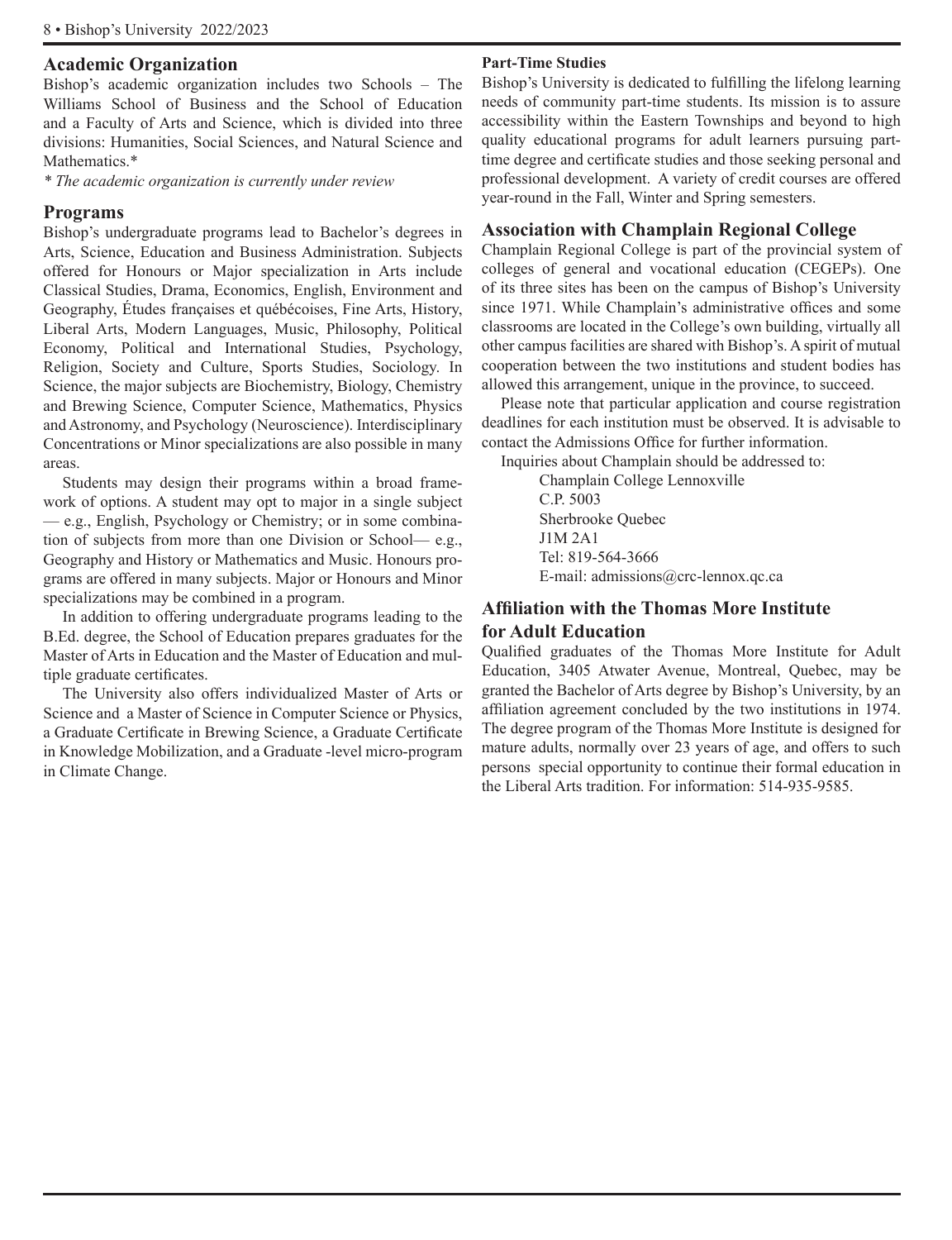## Academic Organization

Bishop's academic organization includes two Schools – The Williams School of Business and the School of Education and a Faculty of Arts and Science, which is divided into three divisions: Humanities, Social Sciences, and Natural Science and Mathematics.*

*\* The academic organization is currently under review*

## Programs

Bishop's undergraduate programs lead to Bachelor's degrees in Arts, Science, Education and Business Administration. Subjects offered for Honours or Major specialization in Arts include Classical Studies, Drama, Economics, English, Environment and Geography, Études françaises et québécoises, Fine Arts, History, Liberal Arts, Modern Languages, Music, Philosophy, Political Economy, Political and International Studies, Psychology, Religion, Society and Culture, Sports Studies, Sociology. In Science, the major subjects are Biochemistry, Biology, Chemistry and Brewing Science, Computer Science, Mathematics, Physics and Astronomy, and Psychology (Neuroscience). Interdisciplinary Concentrations or Minor specializations are also possible in many areas.

Students may design their programs within a broad framework of options. A student may opt to major in a single subject — e.g., English, Psychology or Chemistry; or in some combination of subjects from more than one Division or School— e.g., Geography and History or Mathematics and Music. Honours programs are offered in many subjects. Major or Honours and Minor specializations may be combined in a program.

In addition to offering undergraduate programs leading to the B.Ed. degree, the School of Education prepares graduates for the Master of Arts in Education and the Master of Education and multiple graduate certificates.

The University also offers individualized Master of Arts or Science and a Master of Science in Computer Science or Physics, a Graduate Certificate in Brewing Science, a Graduate Certificate in Knowledge Mobilization, and a Graduate -level micro-program in Climate Change.

### Part-Time Studies

Bishop's University is dedicated to fulfilling the lifelong learning needs of community part-time students. Its mission is to assure accessibility within the Eastern Townships and beyond to high quality educational programs for adult learners pursuing part-time degree and certificate studies and those seeking personal and professional development. A variety of credit courses are offered year-round in the Fall, Winter and Spring semesters.

## Association with Champlain Regional College

Champlain Regional College is part of the provincial system of colleges of general and vocational education (CEGEPs). One of its three sites has been on the campus of Bishop's University since 1971. While Champlain's administrative offices and some classrooms are located in the College's own building, virtually all other campus facilities are shared with Bishop's. A spirit of mutual cooperation between the two institutions and student bodies has allowed this arrangement, unique in the province, to succeed.

Please note that particular application and course registration deadlines for each institution must be observed. It is advisable to contact the Admissions Office for further information.

Inquiries about Champlain should be addressed to:

Champlain College Lennoxville
C.P. 5003
Sherbrooke Quebec
J1M 2A1
Tel: 819-564-3666
E-mail: admissions@crc-lennox.qc.ca

## Affiliation with the Thomas More Institute for Adult Education

Qualified graduates of the Thomas More Institute for Adult Education, 3405 Atwater Avenue, Montreal, Quebec, may be granted the Bachelor of Arts degree by Bishop's University, by an affiliation agreement concluded by the two institutions in 1974. The degree program of the Thomas More Institute is designed for mature adults, normally over 23 years of age, and offers to such persons special opportunity to continue their formal education in the Liberal Arts tradition. For information: 514-935-9585.